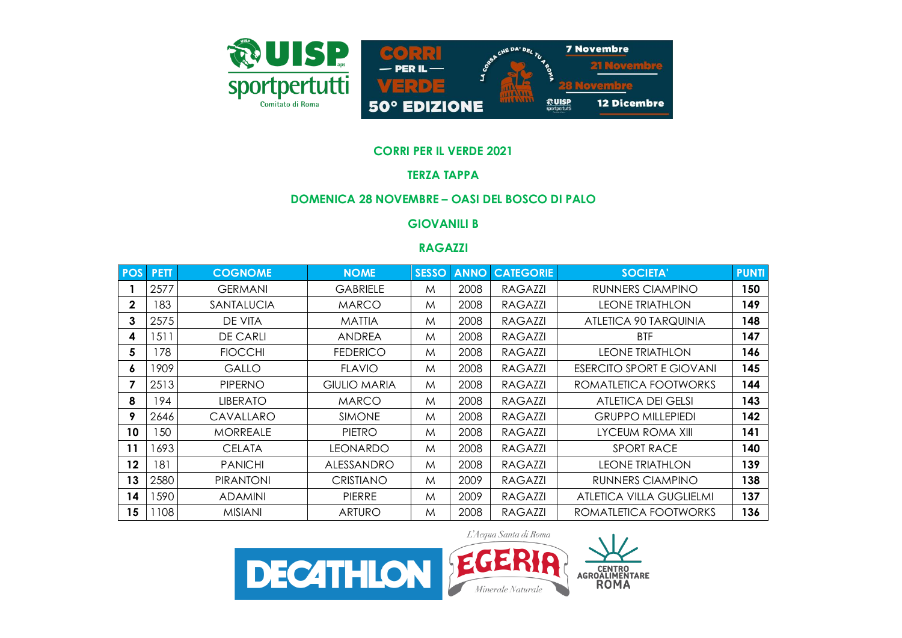## CORRI PER IL VERDE 2021

## TERZA TAPPA

## DOMENICA 28 NOVEMBRE – OASI DEL BOSCO DI PALO

## GIOVANILI B

## RAGAZZI

| POS | PETT | COGNOME | NOME | SESSO | ANNO | CATEGORIE | SOCIETA' | PUNTI |
|---|---|---|---|---|---|---|---|---|
| 1 | 2577 | GERMANI | GABRIELE | M | 2008 | RAGAZZI | RUNNERS CIAMPINO | 150 |
| 2 | 183 | SANTALUCIA | MARCO | M | 2008 | RAGAZZI | LEONE TRIATHLON | 149 |
| 3 | 2575 | DE VITA | MATTIA | M | 2008 | RAGAZZI | ATLETICA 90 TARQUINIA | 148 |
| 4 | 1511 | DE CARLI | ANDREA | M | 2008 | RAGAZZI | BTF | 147 |
| 5 | 178 | FIOCCHI | FEDERICO | M | 2008 | RAGAZZI | LEONE TRIATHLON | 146 |
| 6 | 1909 | GALLO | FLAVIO | M | 2008 | RAGAZZI | ESERCITO SPORT E GIOVANI | 145 |
| 7 | 2513 | PIPERNO | GIULIO MARIA | M | 2008 | RAGAZZI | ROMATLETICA FOOTWORKS | 144 |
| 8 | 194 | LIBERATO | MARCO | M | 2008 | RAGAZZI | ATLETICA DEI GELSI | 143 |
| 9 | 2646 | CAVALLARO | SIMONE | M | 2008 | RAGAZZI | GRUPPO MILLEPIEDI | 142 |
| 10 | 150 | MORREALE | PIETRO | M | 2008 | RAGAZZI | LYCEUM ROMA XIII | 141 |
| 11 | 1693 | CELATA | LEONARDO | M | 2008 | RAGAZZI | SPORT RACE | 140 |
| 12 | 181 | PANICHI | ALESSANDRO | M | 2008 | RAGAZZI | LEONE TRIATHLON | 139 |
| 13 | 2580 | PIRANTONI | CRISTIANO | M | 2009 | RAGAZZI | RUNNERS CIAMPINO | 138 |
| 14 | 1590 | ADAMINI | PIERRE | M | 2009 | RAGAZZI | ATLETICA VILLA GUGLIELMI | 137 |
| 15 | 1108 | MISIANI | ARTURO | M | 2008 | RAGAZZI | ROMATLETICA FOOTWORKS | 136 |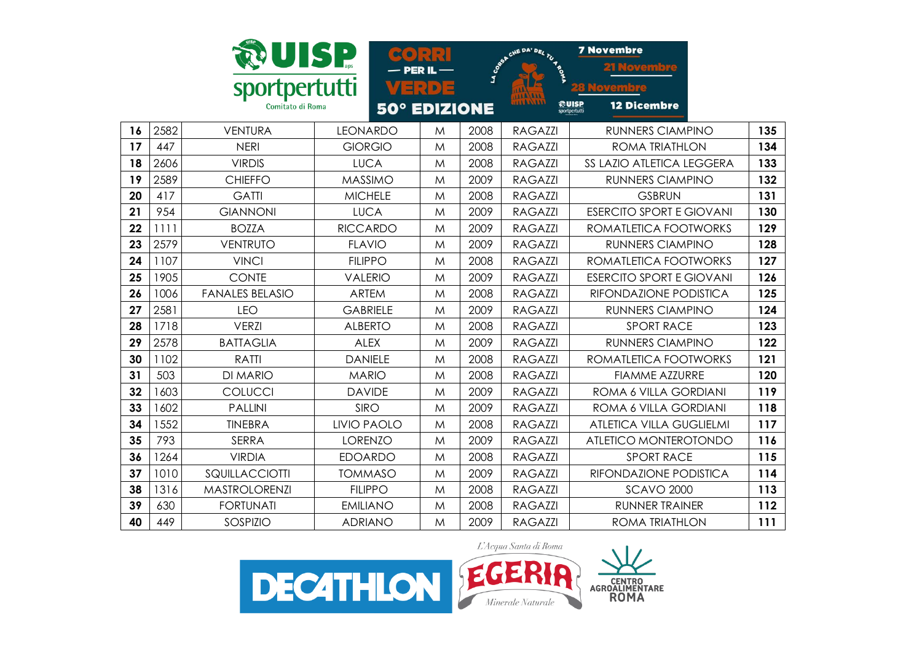| 16 | 2582 | VENTURA | LEONARDO | M | 2008 | RAGAZZI | RUNNERS CIAMPINO | 135 |
|---|---|---|---|---|---|---|---|---|
| 17 | 447 | NERI | GIORGIO | M | 2008 | RAGAZZI | ROMA TRIATHLON | 134 |
| 18 | 2606 | VIRDIS | LUCA | M | 2008 | RAGAZZI | SS LAZIO ATLETICA LEGGERA | 133 |
| 19 | 2589 | CHIEFFO | MASSIMO | M | 2009 | RAGAZZI | RUNNERS CIAMPINO | 132 |
| 20 | 417 | GATTI | MICHELE | M | 2008 | RAGAZZI | GSBRUN | 131 |
| 21 | 954 | GIANNONI | LUCA | M | 2009 | RAGAZZI | ESERCITO SPORT E GIOVANI | 130 |
| 22 | 1111 | BOZZA | RICCARDO | M | 2009 | RAGAZZI | ROMATLETICA FOOTWORKS | 129 |
| 23 | 2579 | VENTRUTO | FLAVIO | M | 2009 | RAGAZZI | RUNNERS CIAMPINO | 128 |
| 24 | 1107 | VINCI | FILIPPO | M | 2008 | RAGAZZI | ROMATLETICA FOOTWORKS | 127 |
| 25 | 1905 | CONTE | VALERIO | M | 2009 | RAGAZZI | ESERCITO SPORT E GIOVANI | 126 |
| 26 | 1006 | FANALES BELASIO | ARTEM | M | 2008 | RAGAZZI | RIFONDAZIONE PODISTICA | 125 |
| 27 | 2581 | LEO | GABRIELE | M | 2009 | RAGAZZI | RUNNERS CIAMPINO | 124 |
| 28 | 1718 | VERZI | ALBERTO | M | 2008 | RAGAZZI | SPORT RACE | 123 |
| 29 | 2578 | BATTAGLIA | ALEX | M | 2009 | RAGAZZI | RUNNERS CIAMPINO | 122 |
| 30 | 1102 | RATTI | DANIELE | M | 2008 | RAGAZZI | ROMATLETICA FOOTWORKS | 121 |
| 31 | 503 | DI MARIO | MARIO | M | 2008 | RAGAZZI | FIAMME AZZURRE | 120 |
| 32 | 1603 | COLUCCI | DAVIDE | M | 2009 | RAGAZZI | ROMA 6 VILLA GORDIANI | 119 |
| 33 | 1602 | PALLINI | SIRO | M | 2009 | RAGAZZI | ROMA 6 VILLA GORDIANI | 118 |
| 34 | 1552 | TINEBRA | LIVIO PAOLO | M | 2008 | RAGAZZI | ATLETICA VILLA GUGLIELMI | 117 |
| 35 | 793 | SERRA | LORENZO | M | 2009 | RAGAZZI | ATLETICO MONTEROTONDO | 116 |
| 36 | 1264 | VIRDIA | EDOARDO | M | 2008 | RAGAZZI | SPORT RACE | 115 |
| 37 | 1010 | SQUILLACCIOTTI | TOMMASO | M | 2009 | RAGAZZI | RIFONDAZIONE PODISTICA | 114 |
| 38 | 1316 | MASTROLORENZI | FILIPPO | M | 2008 | RAGAZZI | SCAVO 2000 | 113 |
| 39 | 630 | FORTUNATI | EMILIANO | M | 2008 | RAGAZZI | RUNNER TRAINER | 112 |
| 40 | 449 | SOSPIZIO | ADRIANO | M | 2009 | RAGAZZI | ROMA TRIATHLON | 111 |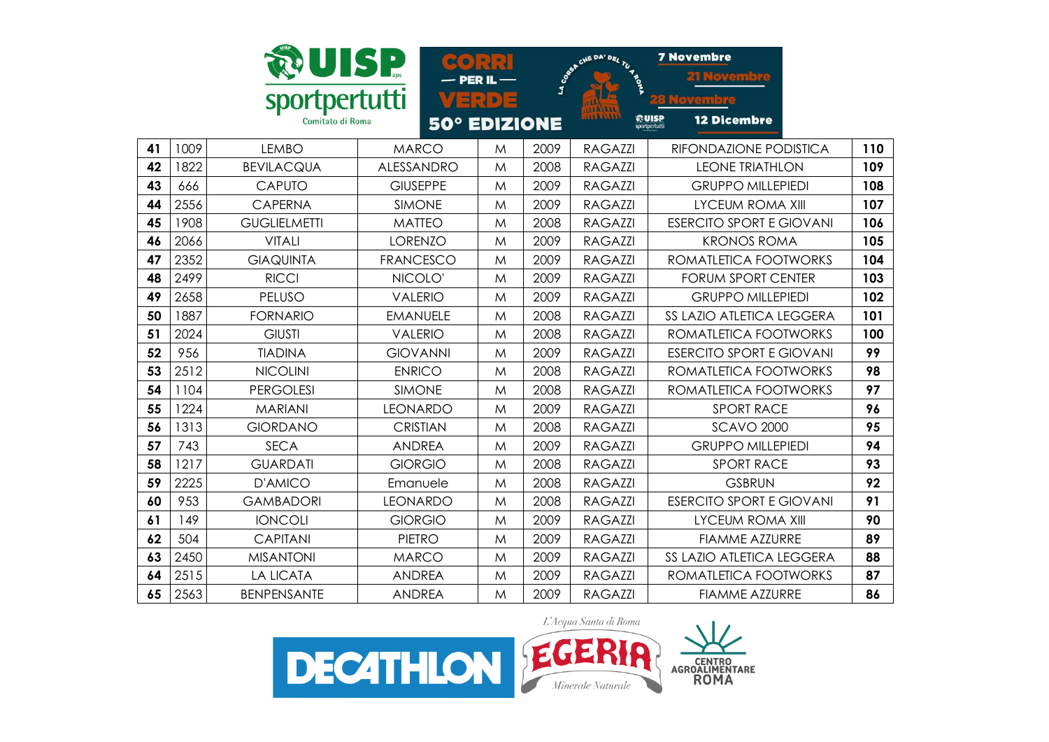| 41 | 1009 | LEMBO | MARCO | M | 2009 | RAGAZZI | RIFONDAZIONE PODISTICA | 110 |
|---|---|---|---|---|---|---|---|---|
| 42 | 1822 | BEVILACQUA | ALESSANDRO | M | 2008 | RAGAZZI | LEONE TRIATHLON | 109 |
| 43 | 666 | CAPUTO | GIUSEPPE | M | 2009 | RAGAZZI | GRUPPO MILLEPIEDI | 108 |
| 44 | 2556 | CAPERNA | SIMONE | M | 2009 | RAGAZZI | LYCEUM ROMA XIII | 107 |
| 45 | 1908 | GUGLIELMETTI | MATTEO | M | 2008 | RAGAZZI | ESERCITO SPORT E GIOVANI | 106 |
| 46 | 2066 | VITALI | LORENZO | M | 2009 | RAGAZZI | KRONOS ROMA | 105 |
| 47 | 2352 | GIAQUINTA | FRANCESCO | M | 2009 | RAGAZZI | ROMATLETICA FOOTWORKS | 104 |
| 48 | 2499 | RICCI | NICOLO' | M | 2009 | RAGAZZI | FORUM SPORT CENTER | 103 |
| 49 | 2658 | PELUSO | VALERIO | M | 2009 | RAGAZZI | GRUPPO MILLEPIEDI | 102 |
| 50 | 1887 | FORNARIO | EMANUELE | M | 2008 | RAGAZZI | SS LAZIO ATLETICA LEGGERA | 101 |
| 51 | 2024 | GIUSTI | VALERIO | M | 2008 | RAGAZZI | ROMATLETICA FOOTWORKS | 100 |
| 52 | 956 | TIADINA | GIOVANNI | M | 2009 | RAGAZZI | ESERCITO SPORT E GIOVANI | 99 |
| 53 | 2512 | NICOLINI | ENRICO | M | 2008 | RAGAZZI | ROMATLETICA FOOTWORKS | 98 |
| 54 | 1104 | PERGOLESI | SIMONE | M | 2008 | RAGAZZI | ROMATLETICA FOOTWORKS | 97 |
| 55 | 1224 | MARIANI | LEONARDO | M | 2009 | RAGAZZI | SPORT RACE | 96 |
| 56 | 1313 | GIORDANO | CRISTIAN | M | 2008 | RAGAZZI | SCAVO 2000 | 95 |
| 57 | 743 | SECA | ANDREA | M | 2009 | RAGAZZI | GRUPPO MILLEPIEDI | 94 |
| 58 | 1217 | GUARDATI | GIORGIO | M | 2008 | RAGAZZI | SPORT RACE | 93 |
| 59 | 2225 | D'AMICO | Emanuele | M | 2008 | RAGAZZI | GSBRUN | 92 |
| 60 | 953 | GAMBADORI | LEONARDO | M | 2008 | RAGAZZI | ESERCITO SPORT E GIOVANI | 91 |
| 61 | 149 | IONCOLI | GIORGIO | M | 2009 | RAGAZZI | LYCEUM ROMA XIII | 90 |
| 62 | 504 | CAPITANI | PIETRO | M | 2009 | RAGAZZI | FIAMME AZZURRE | 89 |
| 63 | 2450 | MISANTONI | MARCO | M | 2009 | RAGAZZI | SS LAZIO ATLETICA LEGGERA | 88 |
| 64 | 2515 | LA LICATA | ANDREA | M | 2009 | RAGAZZI | ROMATLETICA FOOTWORKS | 87 |
| 65 | 2563 | BENPENSANTE | ANDREA | M | 2009 | RAGAZZI | FIAMME AZZURRE | 86 |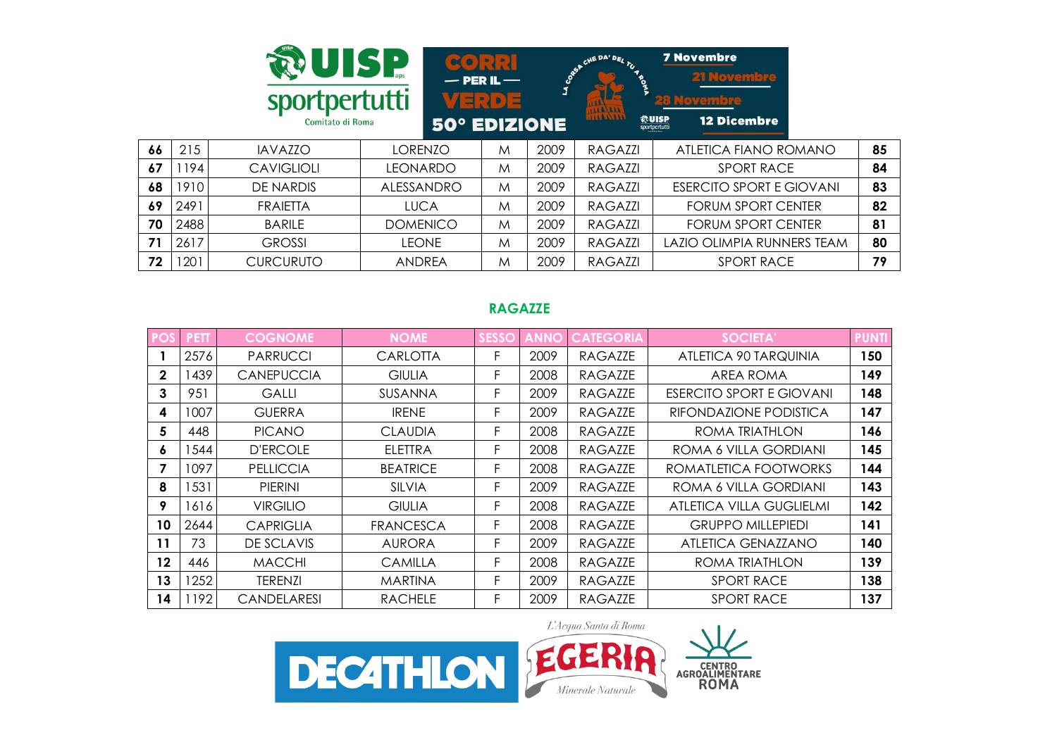| 66 | 215 | IAVAZZO | LORENZO | M | 2009 | RAGAZZI | ATLETICA FIANO ROMANO | 85 |
|---|---|---|---|---|---|---|---|---|
| 67 | 1194 | CAVIGLIOLI | LEONARDO | M | 2009 | RAGAZZI | SPORT RACE | 84 |
| 68 | 1910 | DE NARDIS | ALESSANDRO | M | 2009 | RAGAZZI | ESERCITO SPORT E GIOVANI | 83 |
| 69 | 2491 | FRAIETTA | LUCA | M | 2009 | RAGAZZI | FORUM SPORT CENTER | 82 |
| 70 | 2488 | BARILE | DOMENICO | M | 2009 | RAGAZZI | FORUM SPORT CENTER | 81 |
| 71 | 2617 | GROSSI | LEONE | M | 2009 | RAGAZZI | LAZIO OLIMPIA RUNNERS TEAM | 80 |
| 72 | 1201 | CURCURUTO | ANDREA | M | 2009 | RAGAZZI | SPORT RACE | 79 |

## RAGAZZE

| POS | PETT | COGNOME | NOME | SESSO | ANNO | CATEGORIA | SOCIETA' | PUNTI |
|---|---|---|---|---|---|---|---|---|
| 1 | 2576 | PARRUCCI | CARLOTTA | F | 2009 | RAGAZZE | ATLETICA 90 TARQUINIA | 150 |
| 2 | 1439 | CANEPUCCIA | GIULIA | F | 2008 | RAGAZZE | AREA ROMA | 149 |
| 3 | 951 | GALLI | SUSANNA | F | 2009 | RAGAZZE | ESERCITO SPORT E GIOVANI | 148 |
| 4 | 1007 | GUERRA | IRENE | F | 2009 | RAGAZZE | RIFONDAZIONE PODISTICA | 147 |
| 5 | 448 | PICANO | CLAUDIA | F | 2008 | RAGAZZE | ROMA TRIATHLON | 146 |
| 6 | 1544 | D'ERCOLE | ELETTRA | F | 2008 | RAGAZZE | ROMA 6 VILLA GORDIANI | 145 |
| 7 | 1097 | PELLICCIA | BEATRICE | F | 2008 | RAGAZZE | ROMATLETICA FOOTWORKS | 144 |
| 8 | 1531 | PIERINI | SILVIA | F | 2009 | RAGAZZE | ROMA 6 VILLA GORDIANI | 143 |
| 9 | 1616 | VIRGILIO | GIULIA | F | 2008 | RAGAZZE | ATLETICA VILLA GUGLIELMI | 142 |
| 10 | 2644 | CAPRIGLIA | FRANCESCA | F | 2008 | RAGAZZE | GRUPPO MILLEPIEDI | 141 |
| 11 | 73 | DE SCLAVIS | AURORA | F | 2009 | RAGAZZE | ATLETICA GENAZZANO | 140 |
| 12 | 446 | MACCHI | CAMILLA | F | 2008 | RAGAZZE | ROMA TRIATHLON | 139 |
| 13 | 1252 | TERENZI | MARTINA | F | 2009 | RAGAZZE | SPORT RACE | 138 |
| 14 | 1192 | CANDELARESI | RACHELE | F | 2009 | RAGAZZE | SPORT RACE | 137 |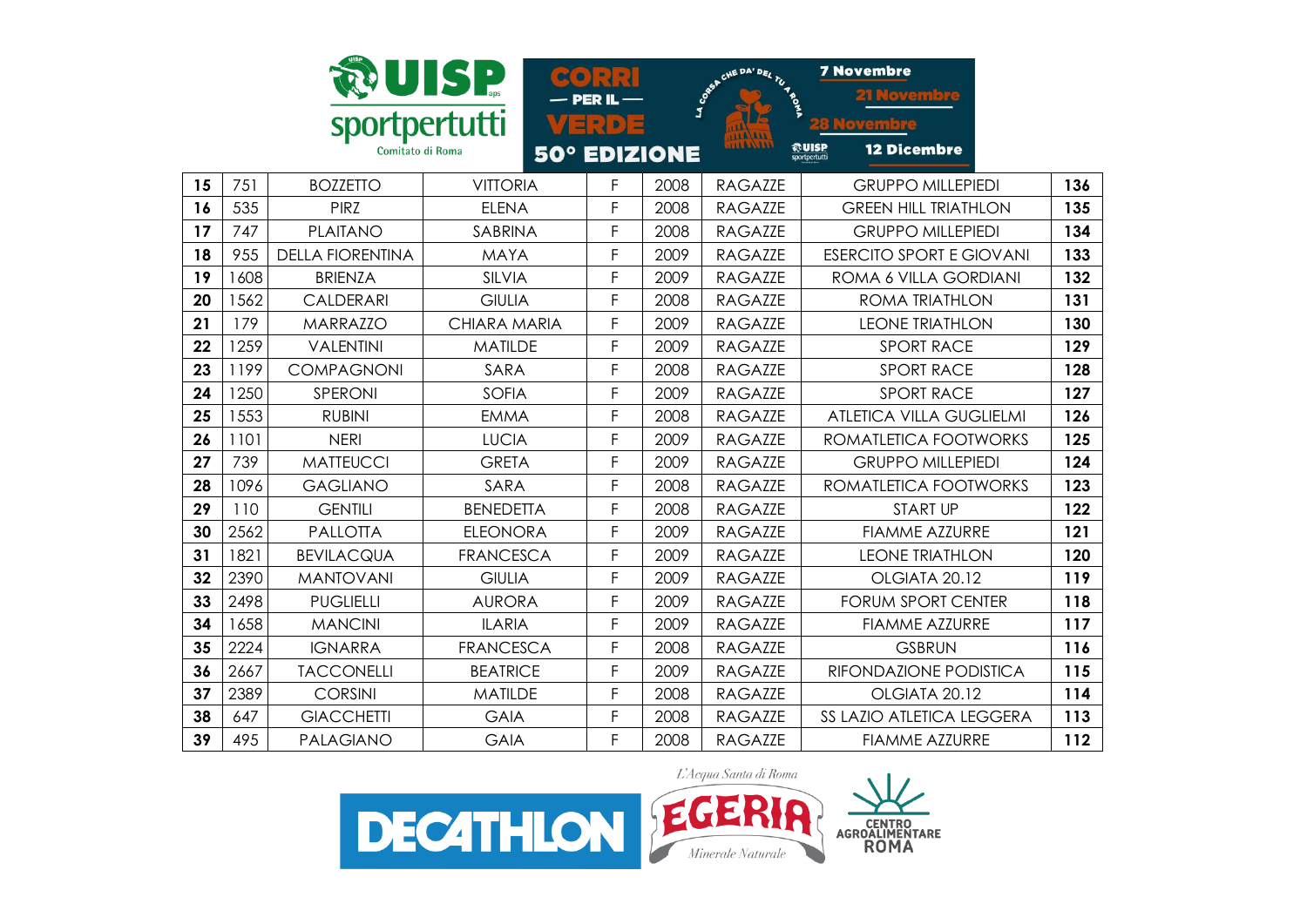| 15 | 751 | BOZZETTO | VITTORIA | F | 2008 | RAGAZZE | GRUPPO MILLEPIEDI | 136 |
|---|---|---|---|---|---|---|---|---|
| 16 | 535 | PIRZ | ELENA | F | 2008 | RAGAZZE | GREEN HILL TRIATHLON | 135 |
| 17 | 747 | PLAITANO | SABRINA | F | 2008 | RAGAZZE | GRUPPO MILLEPIEDI | 134 |
| 18 | 955 | DELLA FIORENTINA | MAYA | F | 2009 | RAGAZZE | ESERCITO SPORT E GIOVANI | 133 |
| 19 | 1608 | BRIENZA | SILVIA | F | 2009 | RAGAZZE | ROMA 6 VILLA GORDIANI | 132 |
| 20 | 1562 | CALDERARI | GIULIA | F | 2008 | RAGAZZE | ROMA TRIATHLON | 131 |
| 21 | 179 | MARRAZZO | CHIARA MARIA | F | 2009 | RAGAZZE | LEONE TRIATHLON | 130 |
| 22 | 1259 | VALENTINI | MATILDE | F | 2009 | RAGAZZE | SPORT RACE | 129 |
| 23 | 1199 | COMPAGNONI | SARA | F | 2008 | RAGAZZE | SPORT RACE | 128 |
| 24 | 1250 | SPERONI | SOFIA | F | 2009 | RAGAZZE | SPORT RACE | 127 |
| 25 | 1553 | RUBINI | EMMA | F | 2008 | RAGAZZE | ATLETICA VILLA GUGLIELMI | 126 |
| 26 | 1101 | NERI | LUCIA | F | 2009 | RAGAZZE | ROMATLETICA FOOTWORKS | 125 |
| 27 | 739 | MATTEUCCI | GRETA | F | 2009 | RAGAZZE | GRUPPO MILLEPIEDI | 124 |
| 28 | 1096 | GAGLIANO | SARA | F | 2008 | RAGAZZE | ROMATLETICA FOOTWORKS | 123 |
| 29 | 110 | GENTILI | BENEDETTA | F | 2008 | RAGAZZE | START UP | 122 |
| 30 | 2562 | PALLOTTA | ELEONORA | F | 2009 | RAGAZZE | FIAMME AZZURRE | 121 |
| 31 | 1821 | BEVILACQUA | FRANCESCA | F | 2009 | RAGAZZE | LEONE TRIATHLON | 120 |
| 32 | 2390 | MANTOVANI | GIULIA | F | 2009 | RAGAZZE | OLGIATA 20.12 | 119 |
| 33 | 2498 | PUGLIELLI | AURORA | F | 2009 | RAGAZZE | FORUM SPORT CENTER | 118 |
| 34 | 1658 | MANCINI | ILARIA | F | 2009 | RAGAZZE | FIAMME AZZURRE | 117 |
| 35 | 2224 | IGNARRA | FRANCESCA | F | 2008 | RAGAZZE | GSBRUN | 116 |
| 36 | 2667 | TACCONELLI | BEATRICE | F | 2009 | RAGAZZE | RIFONDAZIONE PODISTICA | 115 |
| 37 | 2389 | CORSINI | MATILDE | F | 2008 | RAGAZZE | OLGIATA 20.12 | 114 |
| 38 | 647 | GIACCHETTI | GAIA | F | 2008 | RAGAZZE | SS LAZIO ATLETICA LEGGERA | 113 |
| 39 | 495 | PALAGIANO | GAIA | F | 2008 | RAGAZZE | FIAMME AZZURRE | 112 |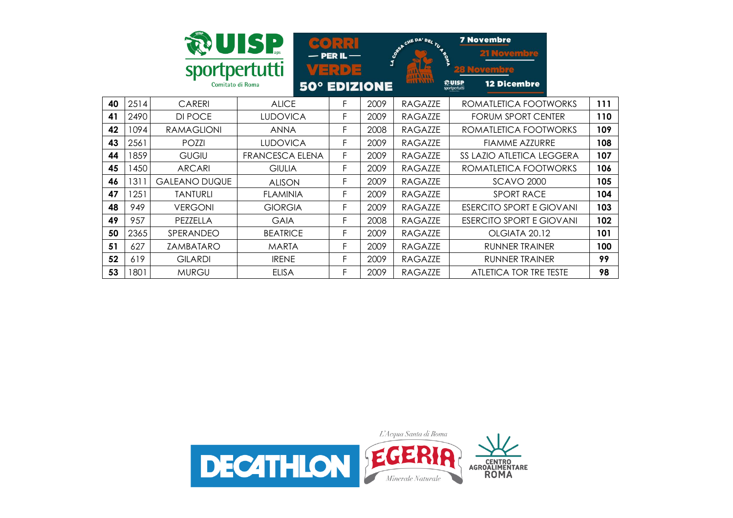| 40 | 2514 | CARERI | ALICE | F | 2009 | RAGAZZE | ROMATLETICA FOOTWORKS | 111 |
|---|---|---|---|---|---|---|---|---|
| 41 | 2490 | DI POCE | LUDOVICA | F | 2009 | RAGAZZE | FORUM SPORT CENTER | 110 |
| 42 | 1094 | RAMAGLIONI | ANNA | F | 2008 | RAGAZZE | ROMATLETICA FOOTWORKS | 109 |
| 43 | 2561 | POZZI | LUDOVICA | F | 2009 | RAGAZZE | FIAMME AZZURRE | 108 |
| 44 | 1859 | GUGIU | FRANCESCA ELENA | F | 2009 | RAGAZZE | SS LAZIO ATLETICA LEGGERA | 107 |
| 45 | 1450 | ARCARI | GIULIA | F | 2009 | RAGAZZE | ROMATLETICA FOOTWORKS | 106 |
| 46 | 1311 | GALEANO DUQUE | ALISON | F | 2009 | RAGAZZE | SCAVO 2000 | 105 |
| 47 | 1251 | TANTURLI | FLAMINIA | F | 2009 | RAGAZZE | SPORT RACE | 104 |
| 48 | 949 | VERGONI | GIORGIA | F | 2009 | RAGAZZE | ESERCITO SPORT E GIOVANI | 103 |
| 49 | 957 | PEZZELLA | GAIA | F | 2008 | RAGAZZE | ESERCITO SPORT E GIOVANI | 102 |
| 50 | 2365 | SPERANDEO | BEATRICE | F | 2009 | RAGAZZE | OLGIATA 20.12 | 101 |
| 51 | 627 | ZAMBATARO | MARTA | F | 2009 | RAGAZZE | RUNNER TRAINER | 100 |
| 52 | 619 | GILARDI | IRENE | F | 2009 | RAGAZZE | RUNNER TRAINER | 99 |
| 53 | 1801 | MURGU | ELISA | F | 2009 | RAGAZZE | ATLETICA TOR TRE TESTE | 98 |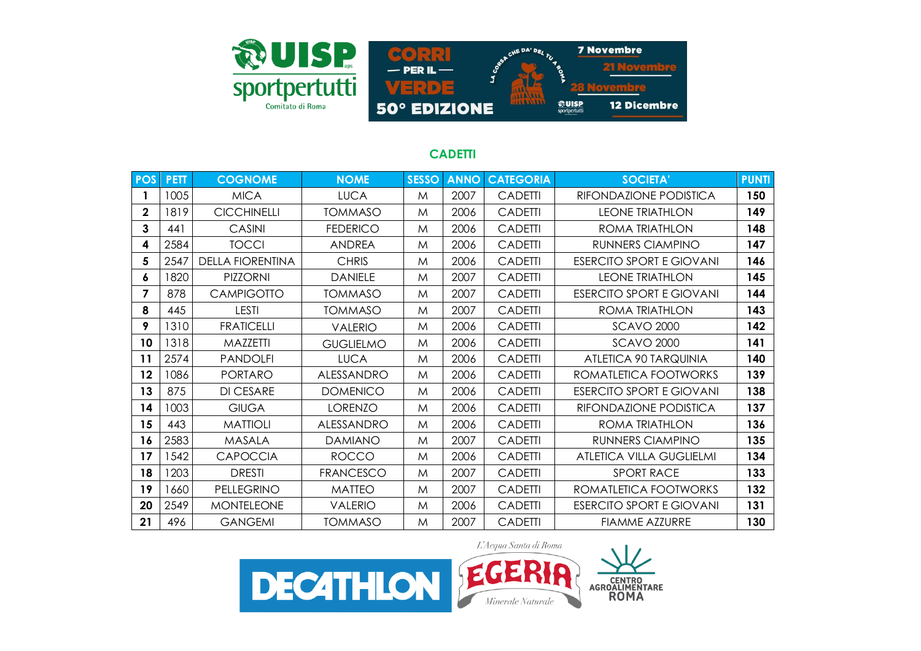## CADETTI

| POS | PETT | COGNOME | NOME | SESSO | ANNO | CATEGORIA | SOCIETA' | PUNTI |
|---|---|---|---|---|---|---|---|---|
| 1 | 1005 | MICA | LUCA | M | 2007 | CADETTI | RIFONDAZIONE PODISTICA | 150 |
| 2 | 1819 | CICCHINELLI | TOMMASO | M | 2006 | CADETTI | LEONE TRIATHLON | 149 |
| 3 | 441 | CASINI | FEDERICO | M | 2006 | CADETTI | ROMA TRIATHLON | 148 |
| 4 | 2584 | TOCCI | ANDREA | M | 2006 | CADETTI | RUNNERS CIAMPINO | 147 |
| 5 | 2547 | DELLA FIORENTINA | CHRIS | M | 2006 | CADETTI | ESERCITO SPORT E GIOVANI | 146 |
| 6 | 1820 | PIZZORNI | DANIELE | M | 2007 | CADETTI | LEONE TRIATHLON | 145 |
| 7 | 878 | CAMPIGOTTO | TOMMASO | M | 2007 | CADETTI | ESERCITO SPORT E GIOVANI | 144 |
| 8 | 445 | LESTI | TOMMASO | M | 2007 | CADETTI | ROMA TRIATHLON | 143 |
| 9 | 1310 | FRATICELLI | VALERIO | M | 2006 | CADETTI | SCAVO 2000 | 142 |
| 10 | 1318 | MAZZETTI | GUGLIELMO | M | 2006 | CADETTI | SCAVO 2000 | 141 |
| 11 | 2574 | PANDOLFI | LUCA | M | 2006 | CADETTI | ATLETICA 90 TARQUINIA | 140 |
| 12 | 1086 | PORTARO | ALESSANDRO | M | 2006 | CADETTI | ROMATLETICA FOOTWORKS | 139 |
| 13 | 875 | DI CESARE | DOMENICO | M | 2006 | CADETTI | ESERCITO SPORT E GIOVANI | 138 |
| 14 | 1003 | GIUGA | LORENZO | M | 2006 | CADETTI | RIFONDAZIONE PODISTICA | 137 |
| 15 | 443 | MATTIOLI | ALESSANDRO | M | 2006 | CADETTI | ROMA TRIATHLON | 136 |
| 16 | 2583 | MASALA | DAMIANO | M | 2007 | CADETTI | RUNNERS CIAMPINO | 135 |
| 17 | 1542 | CAPOCCIA | ROCCO | M | 2006 | CADETTI | ATLETICA VILLA GUGLIELMI | 134 |
| 18 | 1203 | DRESTI | FRANCESCO | M | 2007 | CADETTI | SPORT RACE | 133 |
| 19 | 1660 | PELLEGRINO | MATTEO | M | 2007 | CADETTI | ROMATLETICA FOOTWORKS | 132 |
| 20 | 2549 | MONTELEONE | VALERIO | M | 2006 | CADETTI | ESERCITO SPORT E GIOVANI | 131 |
| 21 | 496 | GANGEMI | TOMMASO | M | 2007 | CADETTI | FIAMME AZZURRE | 130 |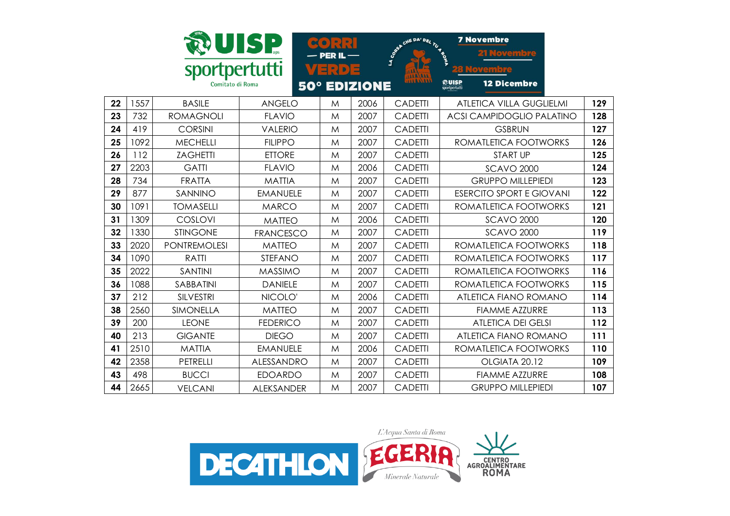| 22 | 1557 | BASILE | ANGELO | M | 2006 | CADETTI | ATLETICA VILLA GUGLIELMI | 129 |
|---|---|---|---|---|---|---|---|---|
| 23 | 732 | ROMAGNOLI | FLAVIO | M | 2007 | CADETTI | ACSI CAMPIDOGLIO PALATINO | 128 |
| 24 | 419 | CORSINI | VALERIO | M | 2007 | CADETTI | GSBRUN | 127 |
| 25 | 1092 | MECHELLI | FILIPPO | M | 2007 | CADETTI | ROMATLETICA FOOTWORKS | 126 |
| 26 | 112 | ZAGHETTI | ETTORE | M | 2007 | CADETTI | START UP | 125 |
| 27 | 2203 | GATTI | FLAVIO | M | 2006 | CADETTI | SCAVO 2000 | 124 |
| 28 | 734 | FRATTA | MATTIA | M | 2007 | CADETTI | GRUPPO MILLEPIEDI | 123 |
| 29 | 877 | SANNINO | EMANUELE | M | 2007 | CADETTI | ESERCITO SPORT E GIOVANI | 122 |
| 30 | 1091 | TOMASELLI | MARCO | M | 2007 | CADETTI | ROMATLETICA FOOTWORKS | 121 |
| 31 | 1309 | COSLOVI | MATTEO | M | 2006 | CADETTI | SCAVO 2000 | 120 |
| 32 | 1330 | STINGONE | FRANCESCO | M | 2007 | CADETTI | SCAVO 2000 | 119 |
| 33 | 2020 | PONTREMOLESI | MATTEO | M | 2007 | CADETTI | ROMATLETICA FOOTWORKS | 118 |
| 34 | 1090 | RATTI | STEFANO | M | 2007 | CADETTI | ROMATLETICA FOOTWORKS | 117 |
| 35 | 2022 | SANTINI | MASSIMO | M | 2007 | CADETTI | ROMATLETICA FOOTWORKS | 116 |
| 36 | 1088 | SABBATINI | DANIELE | M | 2007 | CADETTI | ROMATLETICA FOOTWORKS | 115 |
| 37 | 212 | SILVESTRI | NICOLO' | M | 2006 | CADETTI | ATLETICA FIANO ROMANO | 114 |
| 38 | 2560 | SIMONELLA | MATTEO | M | 2007 | CADETTI | FIAMME AZZURRE | 113 |
| 39 | 200 | LEONE | FEDERICO | M | 2007 | CADETTI | ATLETICA DEI GELSI | 112 |
| 40 | 213 | GIGANTE | DIEGO | M | 2007 | CADETTI | ATLETICA FIANO ROMANO | 111 |
| 41 | 2510 | MATTIA | EMANUELE | M | 2006 | CADETTI | ROMATLETICA FOOTWORKS | 110 |
| 42 | 2358 | PETRELLI | ALESSANDRO | M | 2007 | CADETTI | OLGIATA 20.12 | 109 |
| 43 | 498 | BUCCI | EDOARDO | M | 2007 | CADETTI | FIAMME AZZURRE | 108 |
| 44 | 2665 | VELCANI | ALEKSANDER | M | 2007 | CADETTI | GRUPPO MILLEPIEDI | 107 |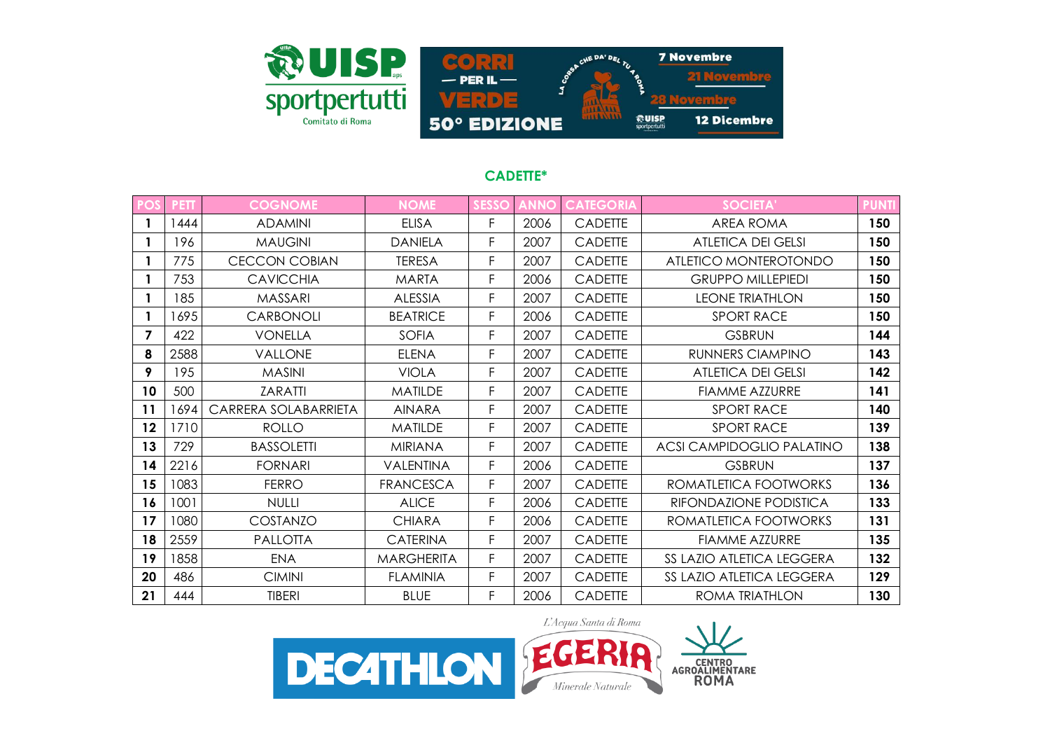## CADETTE*

| POS | PETT | COGNOME | NOME | SESSO | ANNO | CATEGORIA | SOCIETA' | PUNTI |
|---|---|---|---|---|---|---|---|---|
| **1** | 1444 | ADAMINI | ELISA | F | 2006 | CADETTE | AREA ROMA | **150** |
| **1** | 196 | MAUGINI | DANIELA | F | 2007 | CADETTE | ATLETICA DEI GELSI | **150** |
| **1** | 775 | CECCON COBIAN | TERESA | F | 2007 | CADETTE | ATLETICO MONTEROTONDO | **150** |
| **1** | 753 | CAVICCHIA | MARTA | F | 2006 | CADETTE | GRUPPO MILLEPIEDI | **150** |
| **1** | 185 | MASSARI | ALESSIA | F | 2007 | CADETTE | LEONE TRIATHLON | **150** |
| **1** | 1695 | CARBONOLI | BEATRICE | F | 2006 | CADETTE | SPORT RACE | **150** |
| **7** | 422 | VONELLA | SOFIA | F | 2007 | CADETTE | GSBRUN | **144** |
| **8** | 2588 | VALLONE | ELENA | F | 2007 | CADETTE | RUNNERS CIAMPINO | **143** |
| **9** | 195 | MASINI | VIOLA | F | 2007 | CADETTE | ATLETICA DEI GELSI | **142** |
| **10** | 500 | ZARATTI | MATILDE | F | 2007 | CADETTE | FIAMME AZZURRE | **141** |
| **11** | 1694 | CARRERA SOLABARRIETA | AINARA | F | 2007 | CADETTE | SPORT RACE | **140** |
| **12** | 1710 | ROLLO | MATILDE | F | 2007 | CADETTE | SPORT RACE | **139** |
| **13** | 729 | BASSOLETTI | MIRIANA | F | 2007 | CADETTE | ACSI CAMPIDOGLIO PALATINO | **138** |
| **14** | 2216 | FORNARI | VALENTINA | F | 2006 | CADETTE | GSBRUN | **137** |
| **15** | 1083 | FERRO | FRANCESCA | F | 2007 | CADETTE | ROMATLETICA FOOTWORKS | **136** |
| **16** | 1001 | NULLI | ALICE | F | 2006 | CADETTE | RIFONDAZIONE PODISTICA | **133** |
| **17** | 1080 | COSTANZO | CHIARA | F | 2006 | CADETTE | ROMATLETICA FOOTWORKS | **131** |
| **18** | 2559 | PALLOTTA | CATERINA | F | 2007 | CADETTE | FIAMME AZZURRE | **135** |
| **19** | 1858 | ENA | MARGHERITA | F | 2007 | CADETTE | SS LAZIO ATLETICA LEGGERA | **132** |
| **20** | 486 | CIMINI | FLAMINIA | F | 2007 | CADETTE | SS LAZIO ATLETICA LEGGERA | **129** |
| **21** | 444 | TIBERI | BLUE | F | 2006 | CADETTE | ROMA TRIATHLON | **130** |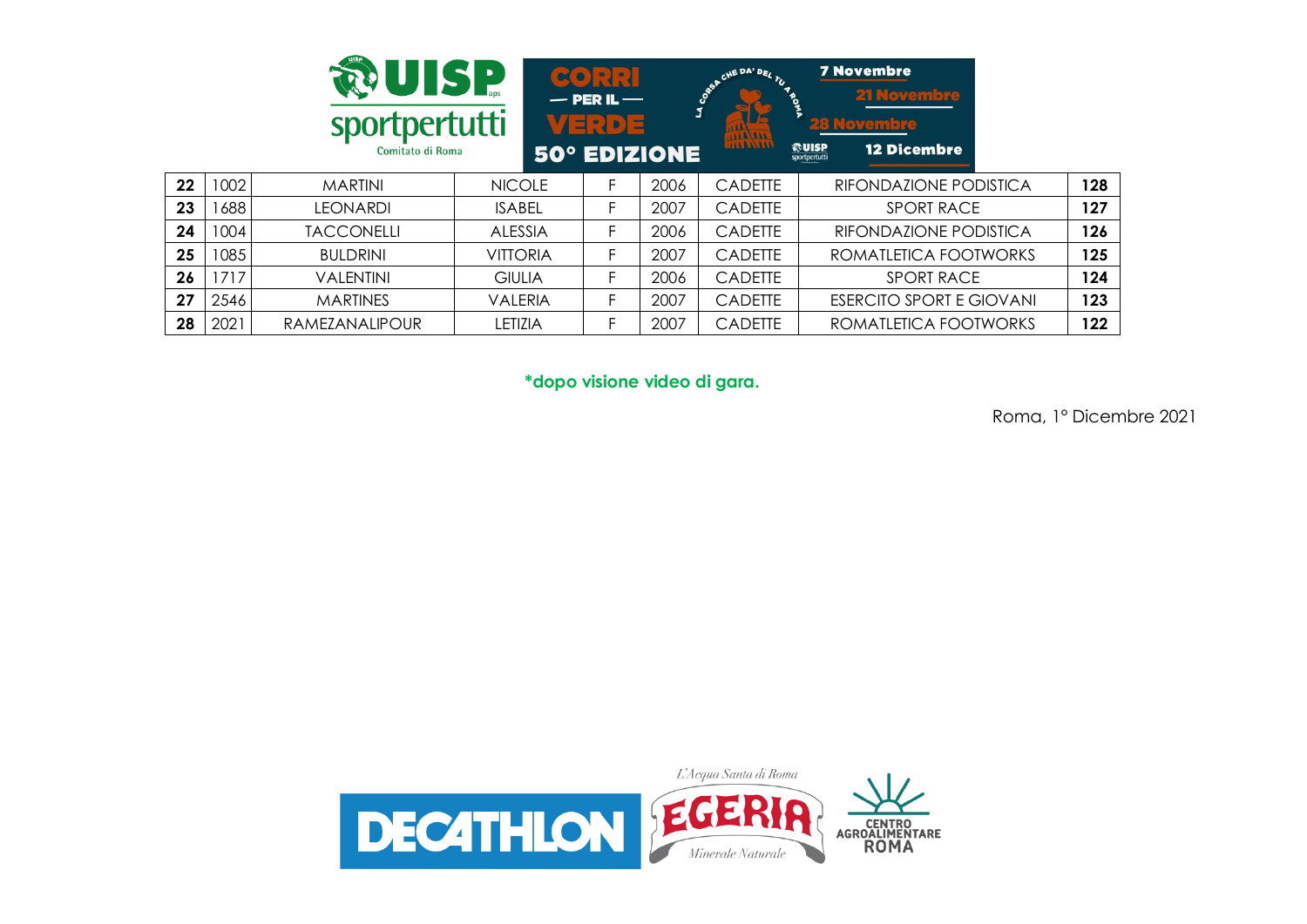| | | | | | | | | |
|---|---|---|---|---|---|---|---|---|
| **22** | 1002 | MARTINI | NICOLE | F | 2006 | CADETTE | RIFONDAZIONE PODISTICA | **128** |
| **23** | 1688 | LEONARDI | ISABEL | F | 2007 | CADETTE | SPORT RACE | **127** |
| **24** | 1004 | TACCONELLI | ALESSIA | F | 2006 | CADETTE | RIFONDAZIONE PODISTICA | **126** |
| **25** | 1085 | BULDRINI | VITTORIA | F | 2007 | CADETTE | ROMATLETICA FOOTWORKS | **125** |
| **26** | 1717 | VALENTINI | GIULIA | F | 2006 | CADETTE | SPORT RACE | **124** |
| **27** | 2546 | MARTINES | VALERIA | F | 2007 | CADETTE | ESERCITO SPORT E GIOVANI | **123** |
| **28** | 2021 | RAMEZANALIPOUR | LETIZIA | F | 2007 | CADETTE | ROMATLETICA FOOTWORKS | **122** |

**\*dopo visione video di gara.**

Roma, 1° Dicembre 2021